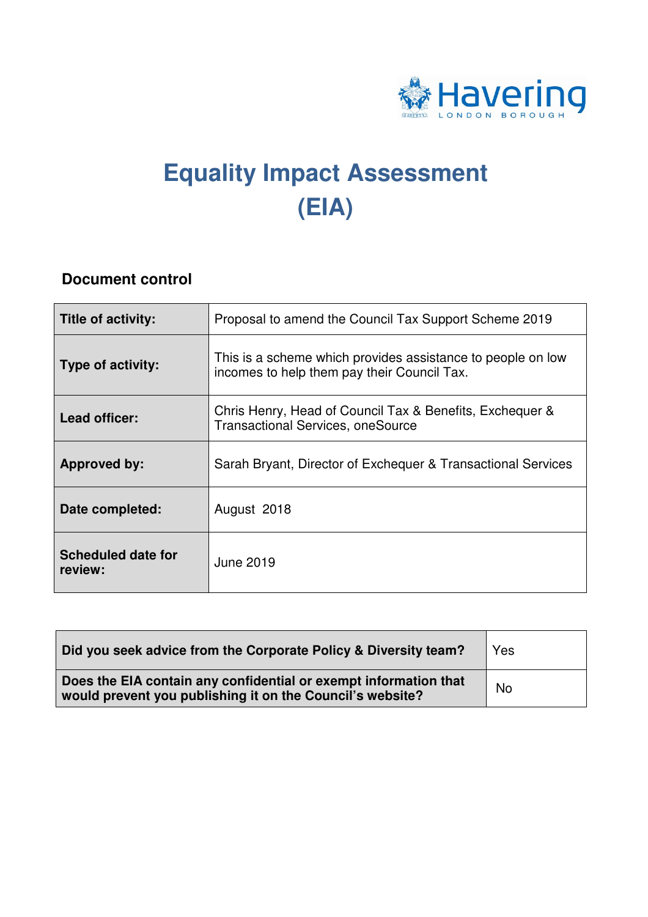Havering LONDON BOROUGH

# Equality Impact Assessment (EIA)

## Document control

| | |
|---|---|
| **Title of activity:** | Proposal to amend the Council Tax Support Scheme 2019 |
| **Type of activity:** | This is a scheme which provides assistance to people on low incomes to help them pay their Council Tax. |
| **Lead officer:** | Chris Henry, Head of Council Tax & Benefits, Exchequer & Transactional Services, oneSource |
| **Approved by:** | Sarah Bryant, Director of Exchequer & Transactional Services |
| **Date completed:** | August 2018 |
| **Scheduled date for review:** | June 2019 |

| | |
|---|---|
| **Did you seek advice from the Corporate Policy & Diversity team?** | Yes |
| **Does the EIA contain any confidential or exempt information that would prevent you publishing it on the Council's website?** | No |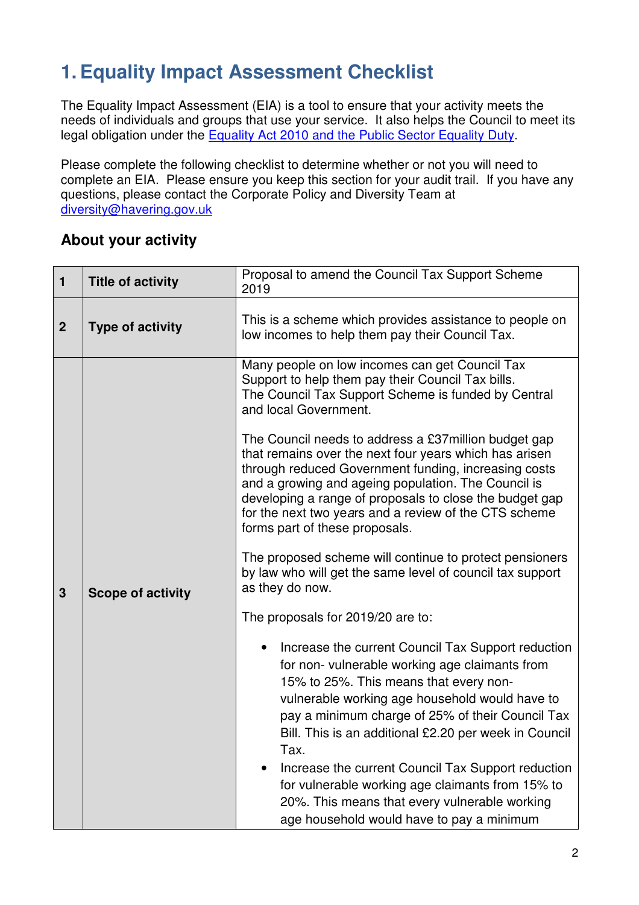# 1. Equality Impact Assessment Checklist

The Equality Impact Assessment (EIA) is a tool to ensure that your activity meets the needs of individuals and groups that use your service. It also helps the Council to meet its legal obligation under the [Equality Act 2010 and the Public Sector Equality Duty](#).

Please complete the following checklist to determine whether or not you will need to complete an EIA. Please ensure you keep this section for your audit trail. If you have any questions, please contact the Corporate Policy and Diversity Team at [diversity@havering.gov.uk](mailto:diversity@havering.gov.uk)

## About your activity

| | | |
|---|---|---|
| 1 | **Title of activity** | Proposal to amend the Council Tax Support Scheme 2019 |
| 2 | **Type of activity** | This is a scheme which provides assistance to people on low incomes to help them pay their Council Tax. |
| 3 | **Scope of activity** | Many people on low incomes can get Council Tax Support to help them pay their Council Tax bills. The Council Tax Support Scheme is funded by Central and local Government.<br><br>The Council needs to address a £37million budget gap that remains over the next four years which has arisen through reduced Government funding, increasing costs and a growing and ageing population. The Council is developing a range of proposals to close the budget gap for the next two years and a review of the CTS scheme forms part of these proposals.<br><br>The proposed scheme will continue to protect pensioners by law who will get the same level of council tax support as they do now.<br><br>The proposals for 2019/20 are to:<br><br>• Increase the current Council Tax Support reduction for non- vulnerable working age claimants from 15% to 25%. This means that every non-vulnerable working age household would have to pay a minimum charge of 25% of their Council Tax Bill. This is an additional £2.20 per week in Council Tax.<br>• Increase the current Council Tax Support reduction for vulnerable working age claimants from 15% to 20%. This means that every vulnerable working age household would have to pay a minimum |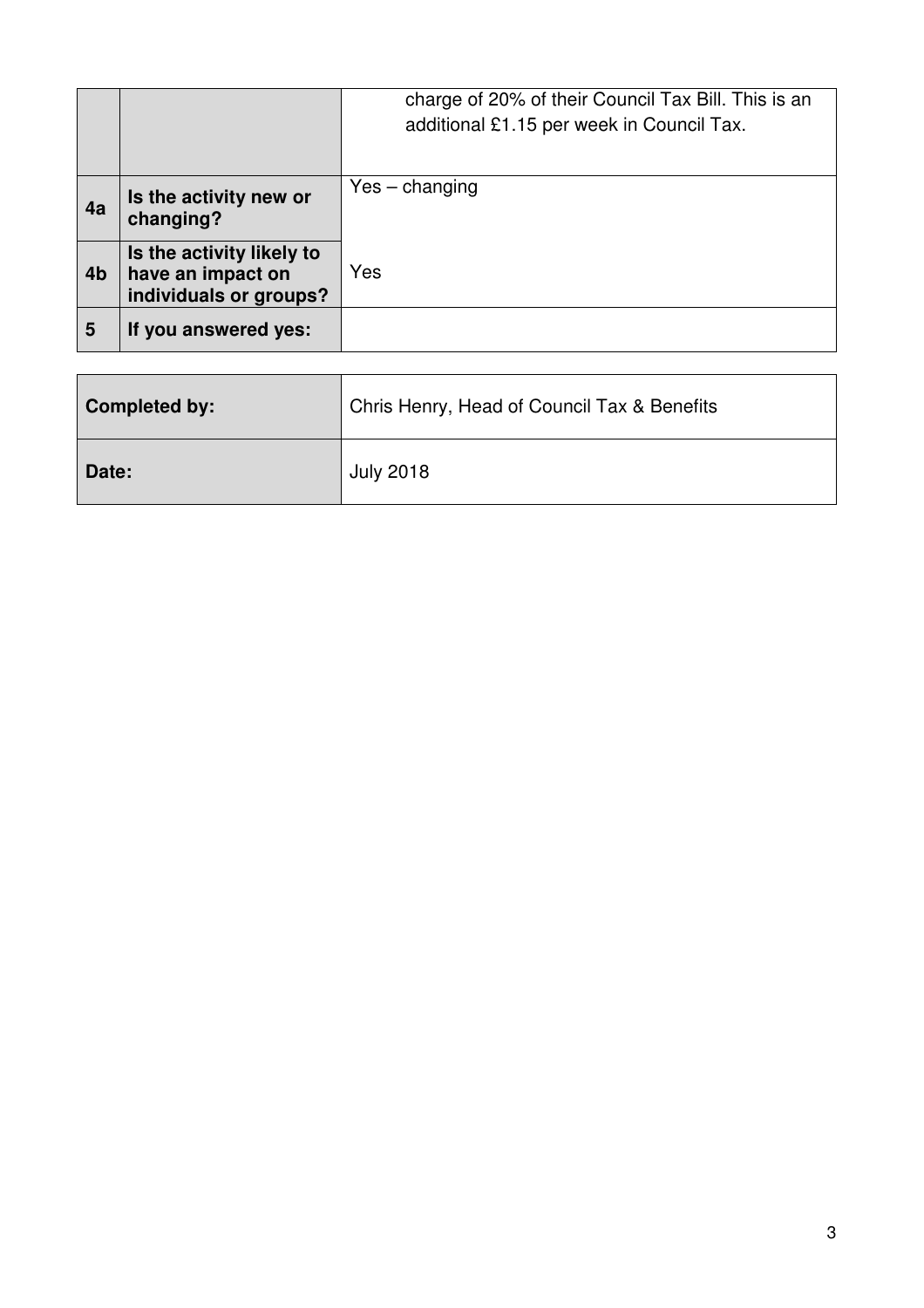| | | |
|---|---|---|
| | | charge of 20% of their Council Tax Bill. This is an additional £1.15 per week in Council Tax. |
| **4a** | **Is the activity new or changing?** | Yes – changing |
| **4b** | **Is the activity likely to have an impact on individuals or groups?** | Yes |
| **5** | **If you answered yes:** | |

| | |
|---|---|
| **Completed by:** | Chris Henry, Head of Council Tax & Benefits |
| **Date:** | July 2018 |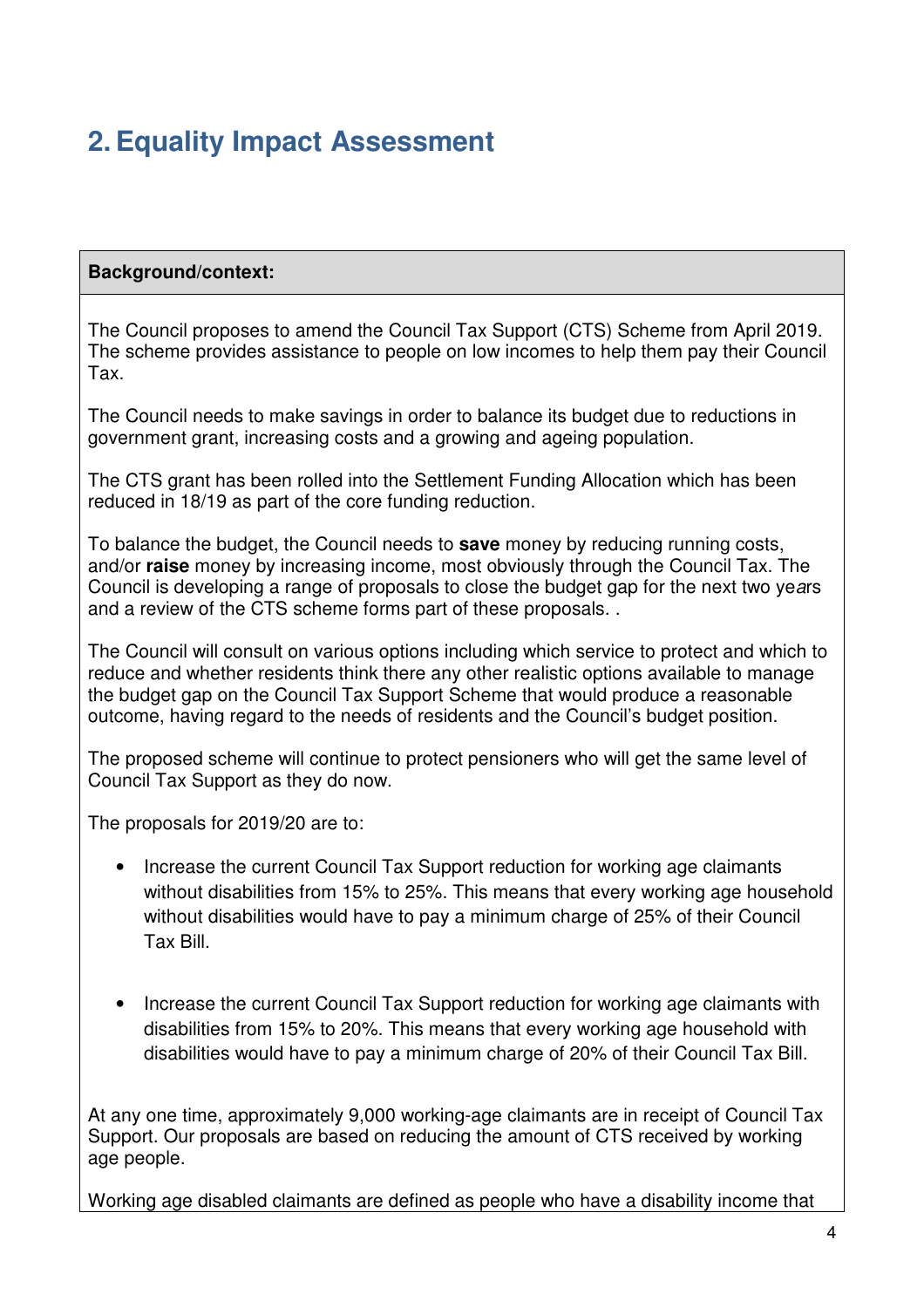## 2. Equality Impact Assessment

**Background/context:**

The Council proposes to amend the Council Tax Support (CTS) Scheme from April 2019. The scheme provides assistance to people on low incomes to help them pay their Council Tax.

The Council needs to make savings in order to balance its budget due to reductions in government grant, increasing costs and a growing and ageing population.

The CTS grant has been rolled into the Settlement Funding Allocation which has been reduced in 18/19 as part of the core funding reduction.

To balance the budget, the Council needs to **save** money by reducing running costs, and/or **raise** money by increasing income, most obviously through the Council Tax. The Council is developing a range of proposals to close the budget gap for the next two years and a review of the CTS scheme forms part of these proposals. .

The Council will consult on various options including which service to protect and which to reduce and whether residents think there any other realistic options available to manage the budget gap on the Council Tax Support Scheme that would produce a reasonable outcome, having regard to the needs of residents and the Council's budget position.

The proposed scheme will continue to protect pensioners who will get the same level of Council Tax Support as they do now.

The proposals for 2019/20 are to:

- Increase the current Council Tax Support reduction for working age claimants without disabilities from 15% to 25%. This means that every working age household without disabilities would have to pay a minimum charge of 25% of their Council Tax Bill.

- Increase the current Council Tax Support reduction for working age claimants with disabilities from 15% to 20%. This means that every working age household with disabilities would have to pay a minimum charge of 20% of their Council Tax Bill.

At any one time, approximately 9,000 working-age claimants are in receipt of Council Tax Support. Our proposals are based on reducing the amount of CTS received by working age people.

Working age disabled claimants are defined as people who have a disability income that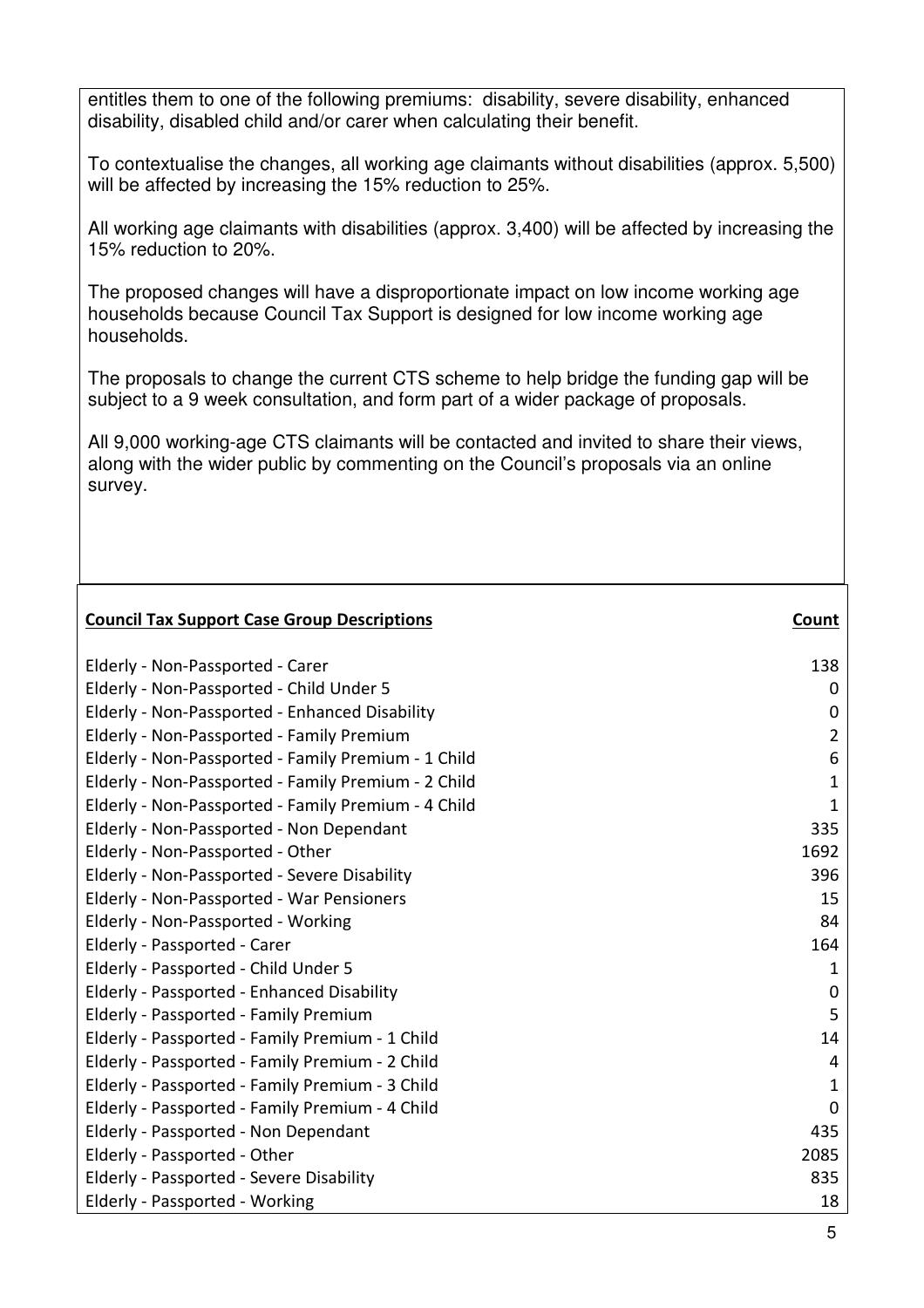entitles them to one of the following premiums: disability, severe disability, enhanced disability, disabled child and/or carer when calculating their benefit.

To contextualise the changes, all working age claimants without disabilities (approx. 5,500) will be affected by increasing the 15% reduction to 25%.

All working age claimants with disabilities (approx. 3,400) will be affected by increasing the 15% reduction to 20%.

The proposed changes will have a disproportionate impact on low income working age households because Council Tax Support is designed for low income working age households.

The proposals to change the current CTS scheme to help bridge the funding gap will be subject to a 9 week consultation, and form part of a wider package of proposals.

All 9,000 working-age CTS claimants will be contacted and invited to share their views, along with the wider public by commenting on the Council's proposals via an online survey.

| **Council Tax Support Case Group Descriptions** | **Count** |
|---|---|
| Elderly - Non-Passported - Carer | 138 |
| Elderly - Non-Passported - Child Under 5 | 0 |
| Elderly - Non-Passported - Enhanced Disability | 0 |
| Elderly - Non-Passported - Family Premium | 2 |
| Elderly - Non-Passported - Family Premium - 1 Child | 6 |
| Elderly - Non-Passported - Family Premium - 2 Child | 1 |
| Elderly - Non-Passported - Family Premium - 4 Child | 1 |
| Elderly - Non-Passported - Non Dependant | 335 |
| Elderly - Non-Passported - Other | 1692 |
| Elderly - Non-Passported - Severe Disability | 396 |
| Elderly - Non-Passported - War Pensioners | 15 |
| Elderly - Non-Passported - Working | 84 |
| Elderly - Passported - Carer | 164 |
| Elderly - Passported - Child Under 5 | 1 |
| Elderly - Passported - Enhanced Disability | 0 |
| Elderly - Passported - Family Premium | 5 |
| Elderly - Passported - Family Premium - 1 Child | 14 |
| Elderly - Passported - Family Premium - 2 Child | 4 |
| Elderly - Passported - Family Premium - 3 Child | 1 |
| Elderly - Passported - Family Premium - 4 Child | 0 |
| Elderly - Passported - Non Dependant | 435 |
| Elderly - Passported - Other | 2085 |
| Elderly - Passported - Severe Disability | 835 |
| Elderly - Passported - Working | 18 |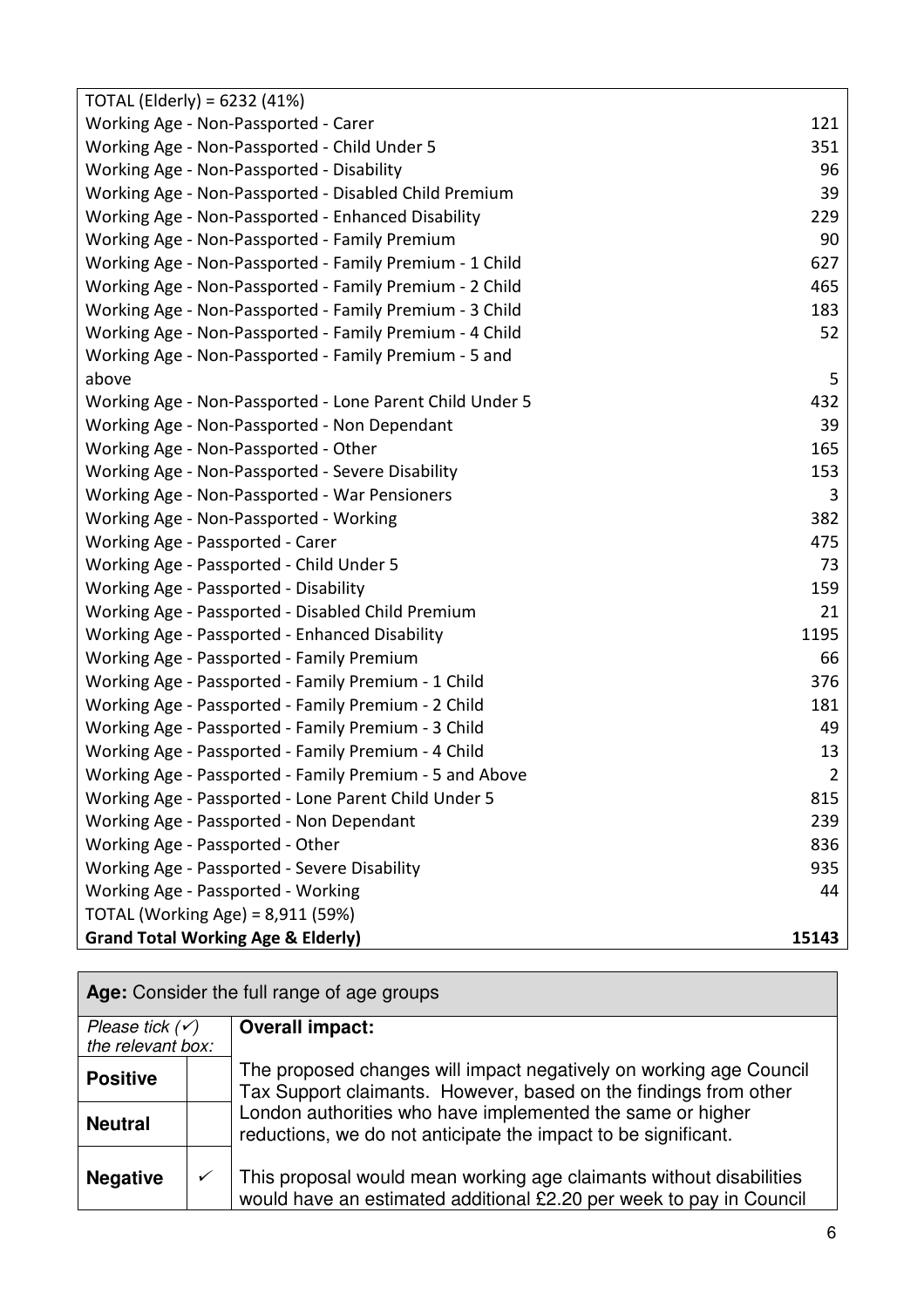| TOTAL (Elderly) = 6232 (41%) | |
|---|---|
| Working Age - Non-Passported - Carer | 121 |
| Working Age - Non-Passported - Child Under 5 | 351 |
| Working Age - Non-Passported - Disability | 96 |
| Working Age - Non-Passported - Disabled Child Premium | 39 |
| Working Age - Non-Passported - Enhanced Disability | 229 |
| Working Age - Non-Passported - Family Premium | 90 |
| Working Age - Non-Passported - Family Premium - 1 Child | 627 |
| Working Age - Non-Passported - Family Premium - 2 Child | 465 |
| Working Age - Non-Passported - Family Premium - 3 Child | 183 |
| Working Age - Non-Passported - Family Premium - 4 Child | 52 |
| Working Age - Non-Passported - Family Premium - 5 and above | 5 |
| Working Age - Non-Passported - Lone Parent Child Under 5 | 432 |
| Working Age - Non-Passported - Non Dependant | 39 |
| Working Age - Non-Passported - Other | 165 |
| Working Age - Non-Passported - Severe Disability | 153 |
| Working Age - Non-Passported - War Pensioners | 3 |
| Working Age - Non-Passported - Working | 382 |
| Working Age - Passported - Carer | 475 |
| Working Age - Passported - Child Under 5 | 73 |
| Working Age - Passported - Disability | 159 |
| Working Age - Passported - Disabled Child Premium | 21 |
| Working Age - Passported - Enhanced Disability | 1195 |
| Working Age - Passported - Family Premium | 66 |
| Working Age - Passported - Family Premium - 1 Child | 376 |
| Working Age - Passported - Family Premium - 2 Child | 181 |
| Working Age - Passported - Family Premium - 3 Child | 49 |
| Working Age - Passported - Family Premium - 4 Child | 13 |
| Working Age - Passported - Family Premium - 5 and Above | 2 |
| Working Age - Passported - Lone Parent Child Under 5 | 815 |
| Working Age - Passported - Non Dependant | 239 |
| Working Age - Passported - Other | 836 |
| Working Age - Passported - Severe Disability | 935 |
| Working Age - Passported - Working | 44 |
| TOTAL (Working Age) = 8,911 (59%) | |
| **Grand Total Working Age & Elderly)** | **15143** |

| **Age:** Consider the full range of age groups | | |
|---|---|---|
| *Please tick (✓) the relevant box:* | | **Overall impact:** |
| **Positive** | | The proposed changes will impact negatively on working age Council Tax Support claimants. However, based on the findings from other London authorities who have implemented the same or higher reductions, we do not anticipate the impact to be significant. |
| **Neutral** | | |
| **Negative** | ✓ | This proposal would mean working age claimants without disabilities would have an estimated additional £2.20 per week to pay in Council |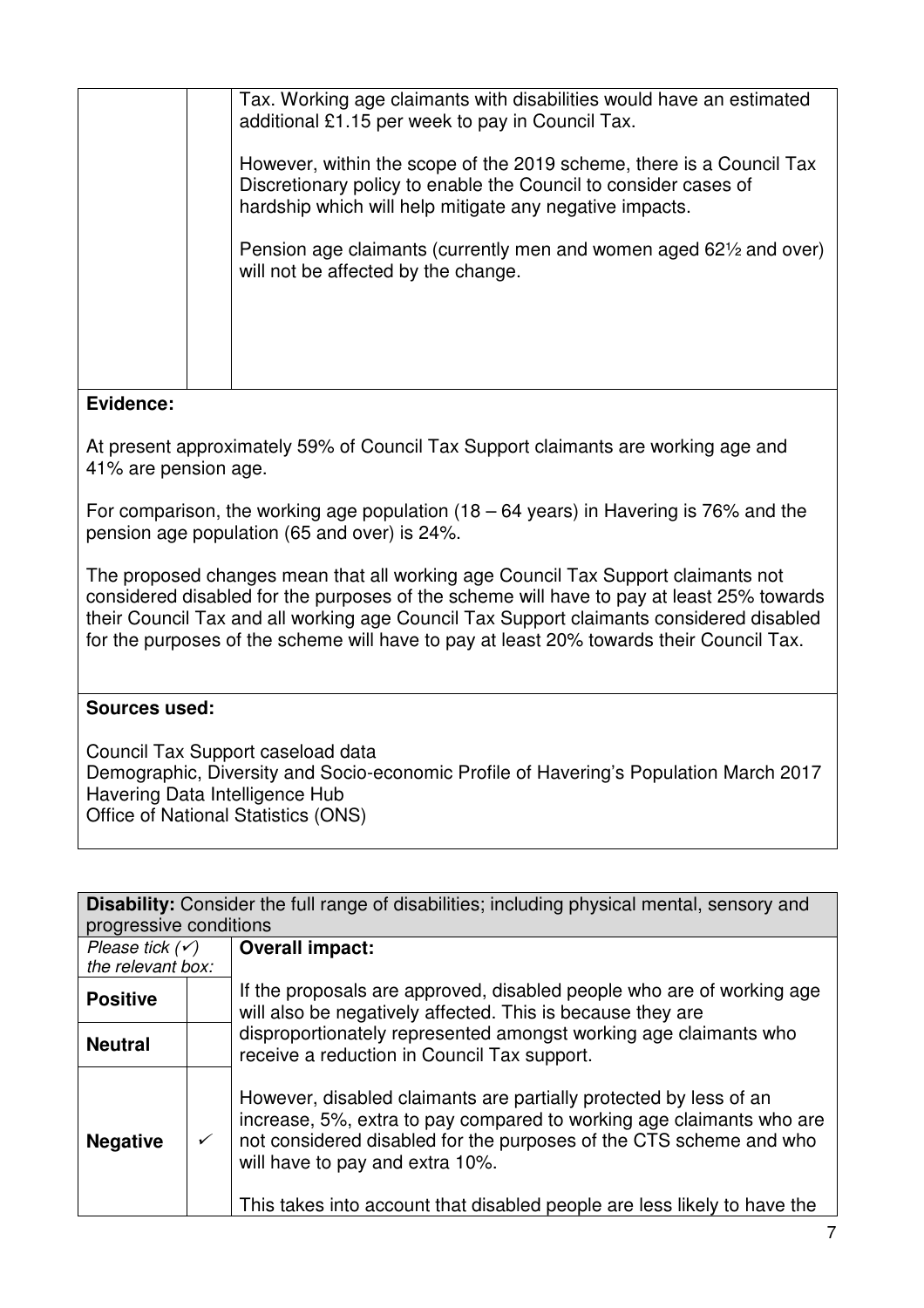|  |  | Tax. Working age claimants with disabilities would have an estimated additional £1.15 per week to pay in Council Tax.<br><br>However, within the scope of the 2019 scheme, there is a Council Tax Discretionary policy to enable the Council to consider cases of hardship which will help mitigate any negative impacts.<br><br>Pension age claimants (currently men and women aged 62½ and over) will not be affected by the change. |
|---|---|---|

**Evidence:**

At present approximately 59% of Council Tax Support claimants are working age and 41% are pension age.

For comparison, the working age population (18 – 64 years) in Havering is 76% and the pension age population (65 and over) is 24%.

The proposed changes mean that all working age Council Tax Support claimants not considered disabled for the purposes of the scheme will have to pay at least 25% towards their Council Tax and all working age Council Tax Support claimants considered disabled for the purposes of the scheme will have to pay at least 20% towards their Council Tax.

**Sources used:**

Council Tax Support caseload data
Demographic, Diversity and Socio-economic Profile of Havering's Population March 2017
Havering Data Intelligence Hub
Office of National Statistics (ONS)

| **Disability:** Consider the full range of disabilities; including physical mental, sensory and progressive conditions | | |
|---|---|---|
| *Please tick (✓) the relevant box:* | | **Overall impact:** |
| **Positive** | | If the proposals are approved, disabled people who are of working age will also be negatively affected. This is because they are disproportionately represented amongst working age claimants who receive a reduction in Council Tax support.<br><br>However, disabled claimants are partially protected by less of an increase, 5%, extra to pay compared to working age claimants who are not considered disabled for the purposes of the CTS scheme and who will have to pay and extra 10%.<br><br>This takes into account that disabled people are less likely to have the |
| **Neutral** | | |
| **Negative** | ✓ | |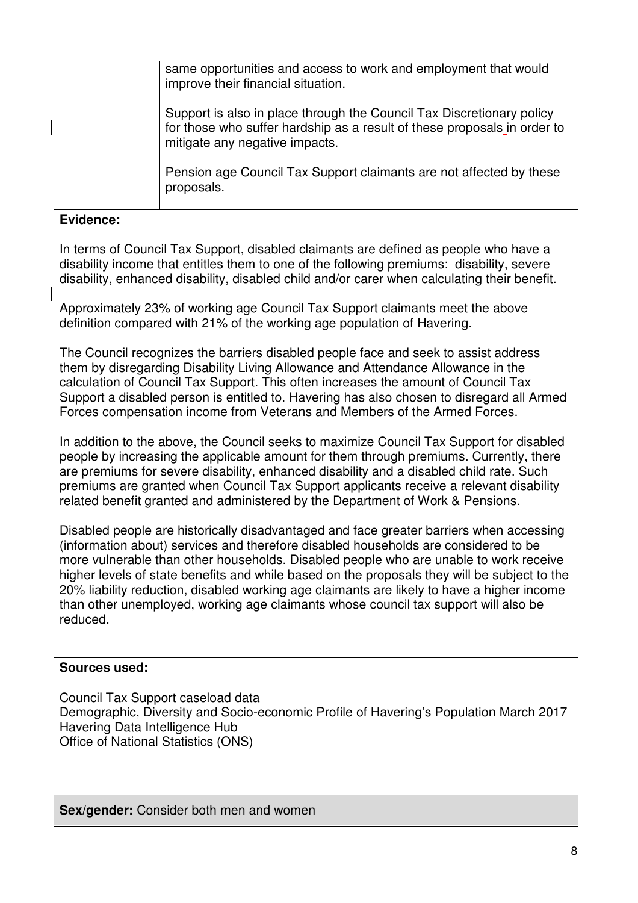| | | |
|---|---|---|
| | | same opportunities and access to work and employment that would improve their financial situation.<br><br>Support is also in place through the Council Tax Discretionary policy for those who suffer hardship as a result of these proposals in order to mitigate any negative impacts.<br><br>Pension age Council Tax Support claimants are not affected by these proposals. |

**Evidence:**

In terms of Council Tax Support, disabled claimants are defined as people who have a disability income that entitles them to one of the following premiums: disability, severe disability, enhanced disability, disabled child and/or carer when calculating their benefit.

Approximately 23% of working age Council Tax Support claimants meet the above definition compared with 21% of the working age population of Havering.

The Council recognizes the barriers disabled people face and seek to assist address them by disregarding Disability Living Allowance and Attendance Allowance in the calculation of Council Tax Support. This often increases the amount of Council Tax Support a disabled person is entitled to. Havering has also chosen to disregard all Armed Forces compensation income from Veterans and Members of the Armed Forces.

In addition to the above, the Council seeks to maximize Council Tax Support for disabled people by increasing the applicable amount for them through premiums. Currently, there are premiums for severe disability, enhanced disability and a disabled child rate. Such premiums are granted when Council Tax Support applicants receive a relevant disability related benefit granted and administered by the Department of Work & Pensions.

Disabled people are historically disadvantaged and face greater barriers when accessing (information about) services and therefore disabled households are considered to be more vulnerable than other households. Disabled people who are unable to work receive higher levels of state benefits and while based on the proposals they will be subject to the 20% liability reduction, disabled working age claimants are likely to have a higher income than other unemployed, working age claimants whose council tax support will also be reduced.

**Sources used:**

Council Tax Support caseload data
Demographic, Diversity and Socio-economic Profile of Havering's Population March 2017
Havering Data Intelligence Hub
Office of National Statistics (ONS)

**Sex/gender:** Consider both men and women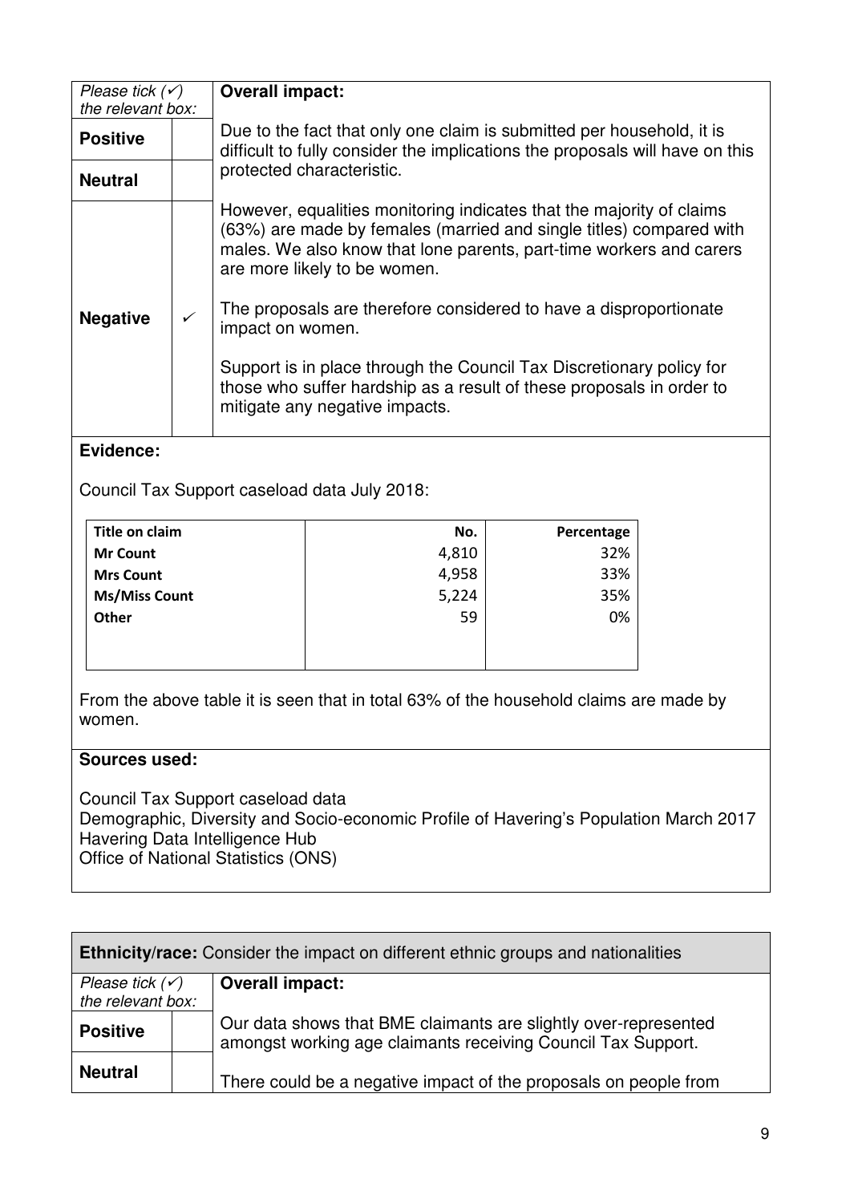| Please tick (✓) the relevant box: | | **Overall impact:** |
|---|---|---|
| **Positive** | | Due to the fact that only one claim is submitted per household, it is difficult to fully consider the implications the proposals will have on this protected characteristic. |
| **Neutral** | | |
| **Negative** | ✓ | However, equalities monitoring indicates that the majority of claims (63%) are made by females (married and single titles) compared with males. We also know that lone parents, part-time workers and carers are more likely to be women.<br><br>The proposals are therefore considered to have a disproportionate impact on women.<br><br>Support is in place through the Council Tax Discretionary policy for those who suffer hardship as a result of these proposals in order to mitigate any negative impacts. |

**Evidence:**

Council Tax Support caseload data July 2018:

| Title on claim | No. | Percentage |
|---|---|---|
| Mr Count | 4,810 | 32% |
| Mrs Count | 4,958 | 33% |
| Ms/Miss Count | 5,224 | 35% |
| Other | 59 | 0% |

From the above table it is seen that in total 63% of the household claims are made by women.

**Sources used:**

Council Tax Support caseload data
Demographic, Diversity and Socio-economic Profile of Havering's Population March 2017
Havering Data Intelligence Hub
Office of National Statistics (ONS)

**Ethnicity/race:** Consider the impact on different ethnic groups and nationalities

| Please tick (✓) the relevant box: | | **Overall impact:** |
|---|---|---|
| **Positive** | | Our data shows that BME claimants are slightly over-represented amongst working age claimants receiving Council Tax Support. |
| **Neutral** | | There could be a negative impact of the proposals on people from |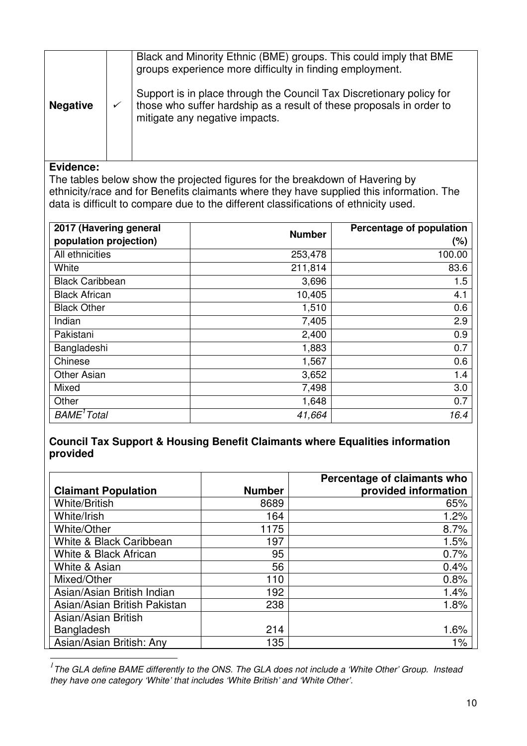| | | |
|---|---|---|
| **Negative** | ✓ | Black and Minority Ethnic (BME) groups. This could imply that BME groups experience more difficulty in finding employment.<br><br>Support is in place through the Council Tax Discretionary policy for those who suffer hardship as a result of these proposals in order to mitigate any negative impacts. |

**Evidence:**

The tables below show the projected figures for the breakdown of Havering by ethnicity/race and for Benefits claimants where they have supplied this information. The data is difficult to compare due to the different classifications of ethnicity used.

| 2017 (Havering general population projection) | Number | Percentage of population (%) |
|---|---|---|
| All ethnicities | 253,478 | 100.00 |
| White | 211,814 | 83.6 |
| Black Caribbean | 3,696 | 1.5 |
| Black African | 10,405 | 4.1 |
| Black Other | 1,510 | 0.6 |
| Indian | 7,405 | 2.9 |
| Pakistani | 2,400 | 0.9 |
| Bangladeshi | 1,883 | 0.7 |
| Chinese | 1,567 | 0.6 |
| Other Asian | 3,652 | 1.4 |
| Mixed | 7,498 | 3.0 |
| Other | 1,648 | 0.7 |
| *BAME[1] Total* | *41,664* | *16.4* |

**Council Tax Support & Housing Benefit Claimants where Equalities information provided**

| Claimant Population | Number | Percentage of claimants who provided information |
|---|---|---|
| White/British | 8689 | 65% |
| White/Irish | 164 | 1.2% |
| White/Other | 1175 | 8.7% |
| White & Black Caribbean | 197 | 1.5% |
| White & Black African | 95 | 0.7% |
| White & Asian | 56 | 0.4% |
| Mixed/Other | 110 | 0.8% |
| Asian/Asian British Indian | 192 | 1.4% |
| Asian/Asian British Pakistan | 238 | 1.8% |
| Asian/Asian British Bangladesh | 214 | 1.6% |
| Asian/Asian British: Any | 135 | 1% |

[1] *The GLA define BAME differently to the ONS. The GLA does not include a 'White Other' Group. Instead they have one category 'White' that includes 'White British' and 'White Other'.*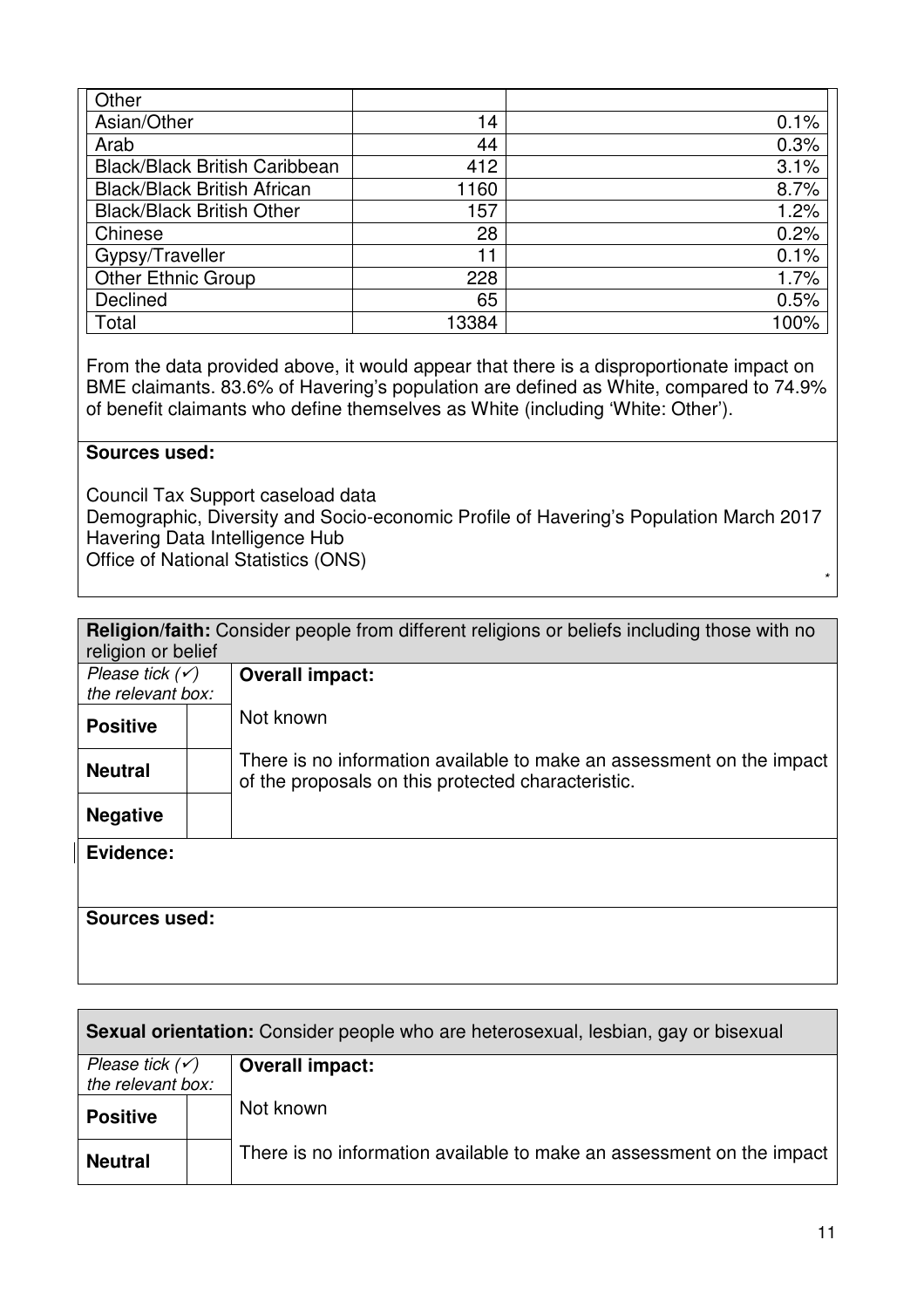| Other | | |
|---|---|---|
| Asian/Other | 14 | 0.1% |
| Arab | 44 | 0.3% |
| Black/Black British Caribbean | 412 | 3.1% |
| Black/Black British African | 1160 | 8.7% |
| Black/Black British Other | 157 | 1.2% |
| Chinese | 28 | 0.2% |
| Gypsy/Traveller | 11 | 0.1% |
| Other Ethnic Group | 228 | 1.7% |
| Declined | 65 | 0.5% |
| Total | 13384 | 100% |

From the data provided above, it would appear that there is a disproportionate impact on BME claimants. 83.6% of Havering's population are defined as White, compared to 74.9% of benefit claimants who define themselves as White (including 'White: Other').

**Sources used:**

Council Tax Support caseload data
Demographic, Diversity and Socio-economic Profile of Havering's Population March 2017
Havering Data Intelligence Hub
Office of National Statistics (ONS)

*

**Religion/faith:** Consider people from different religions or beliefs including those with no religion or belief

| *Please tick (✓) the relevant box:* | | **Overall impact:** |
|---|---|---|
| **Positive** | | Not known |
| **Neutral** | | There is no information available to make an assessment on the impact of the proposals on this protected characteristic. |
| **Negative** | | |

**Evidence:**

**Sources used:**

**Sexual orientation:** Consider people who are heterosexual, lesbian, gay or bisexual

| *Please tick (✓) the relevant box:* | | **Overall impact:** |
|---|---|---|
| **Positive** | | Not known |
| **Neutral** | | There is no information available to make an assessment on the impact |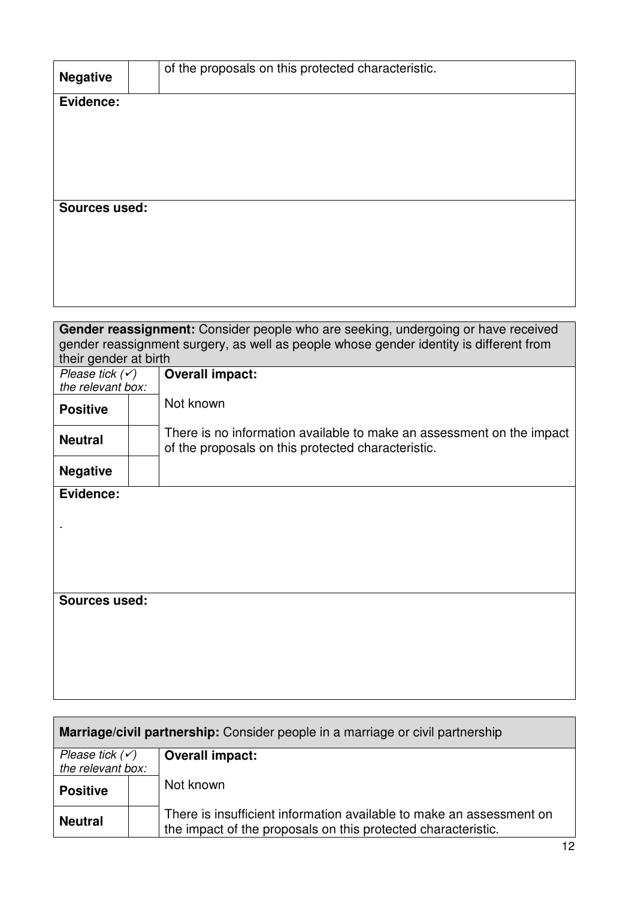| Negative | | of the proposals on this protected characteristic. |
|---|---|---|

**Evidence:**

**Sources used:**

| **Gender reassignment:** Consider people who are seeking, undergoing or have received gender reassignment surgery, as well as people whose gender identity is different from their gender at birth | | |
|---|---|---|
| *Please tick (✓) the relevant box:* | | **Overall impact:** |
| **Positive** | | Not known |
| **Neutral** | | There is no information available to make an assessment on the impact of the proposals on this protected characteristic. |
| **Negative** | | |

**Evidence:**

.

**Sources used:**

| **Marriage/civil partnership:** Consider people in a marriage or civil partnership | | |
|---|---|---|
| *Please tick (✓) the relevant box:* | | **Overall impact:** |
| **Positive** | | Not known |
| **Neutral** | | There is insufficient information available to make an assessment on the impact of the proposals on this protected characteristic. |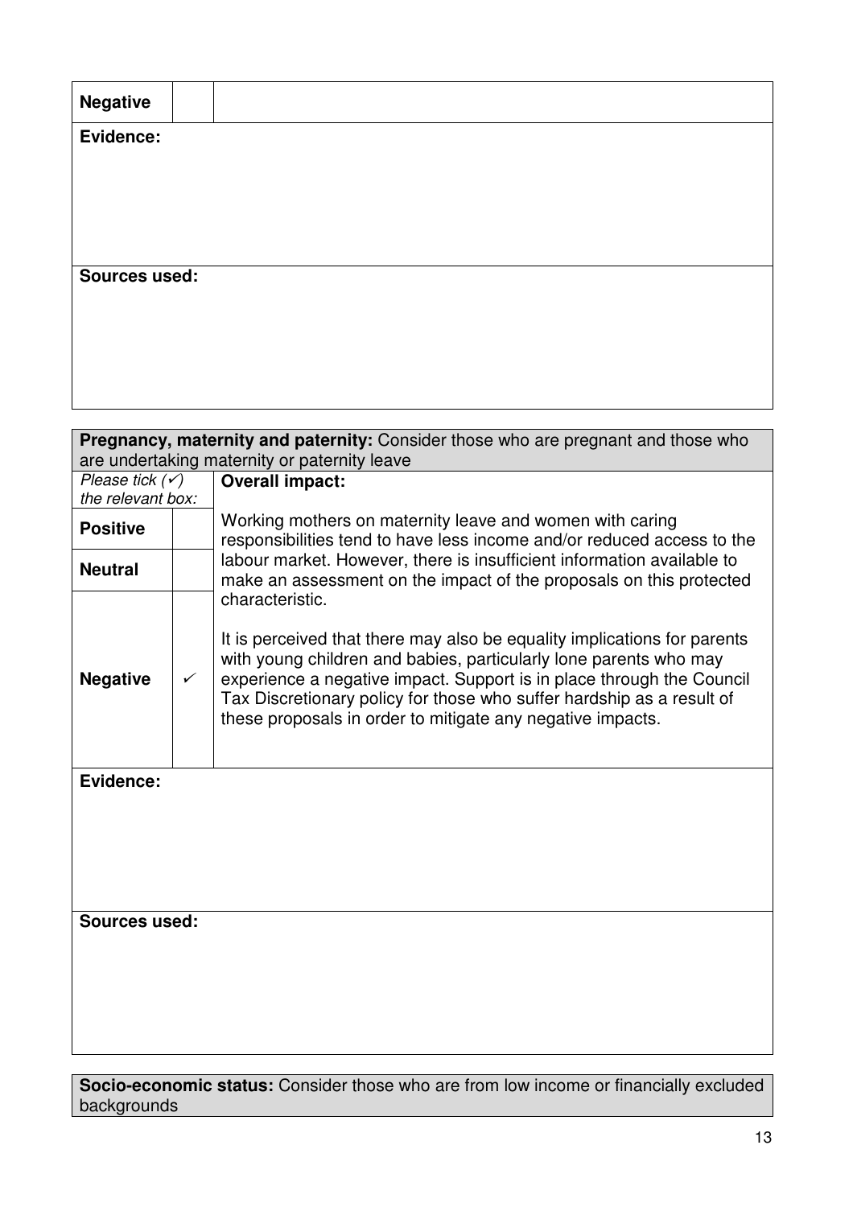| Negative | | |
|---|---|---|

**Evidence:**

**Sources used:**

**Pregnancy, maternity and paternity:** Consider those who are pregnant and those who are undertaking maternity or paternity leave

| *Please tick (✓) the relevant box:* | | **Overall impact:** |
|---|---|---|
| **Positive** | | Working mothers on maternity leave and women with caring responsibilities tend to have less income and/or reduced access to the labour market. However, there is insufficient information available to make an assessment on the impact of the proposals on this protected characteristic. |
| **Neutral** | | |
| **Negative** | ✓ | It is perceived that there may also be equality implications for parents with young children and babies, particularly lone parents who may experience a negative impact. Support is in place through the Council Tax Discretionary policy for those who suffer hardship as a result of these proposals in order to mitigate any negative impacts. |

**Evidence:**

**Sources used:**

**Socio-economic status:** Consider those who are from low income or financially excluded backgrounds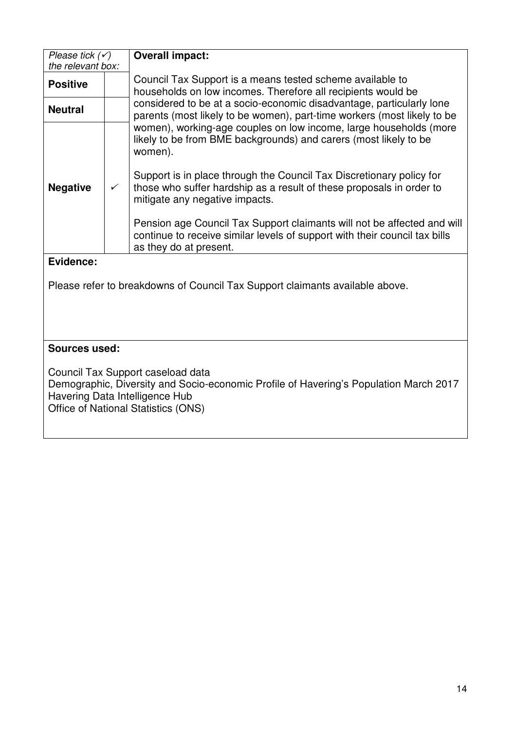| *Please tick (✓) the relevant box:* | | **Overall impact:** |
|---|---|---|
| **Positive** | | Council Tax Support is a means tested scheme available to households on low incomes. Therefore all recipients would be considered to be at a socio-economic disadvantage, particularly lone parents (most likely to be women), part-time workers (most likely to be women), working-age couples on low income, large households (more likely to be from BME backgrounds) and carers (most likely to be women).<br><br>Support is in place through the Council Tax Discretionary policy for those who suffer hardship as a result of these proposals in order to mitigate any negative impacts.<br><br>Pension age Council Tax Support claimants will not be affected and will continue to receive similar levels of support with their council tax bills as they do at present. |
| **Neutral** | | |
| **Negative** | ✓ | |

**Evidence:**

Please refer to breakdowns of Council Tax Support claimants available above.

**Sources used:**

Council Tax Support caseload data
Demographic, Diversity and Socio-economic Profile of Havering's Population March 2017
Havering Data Intelligence Hub
Office of National Statistics (ONS)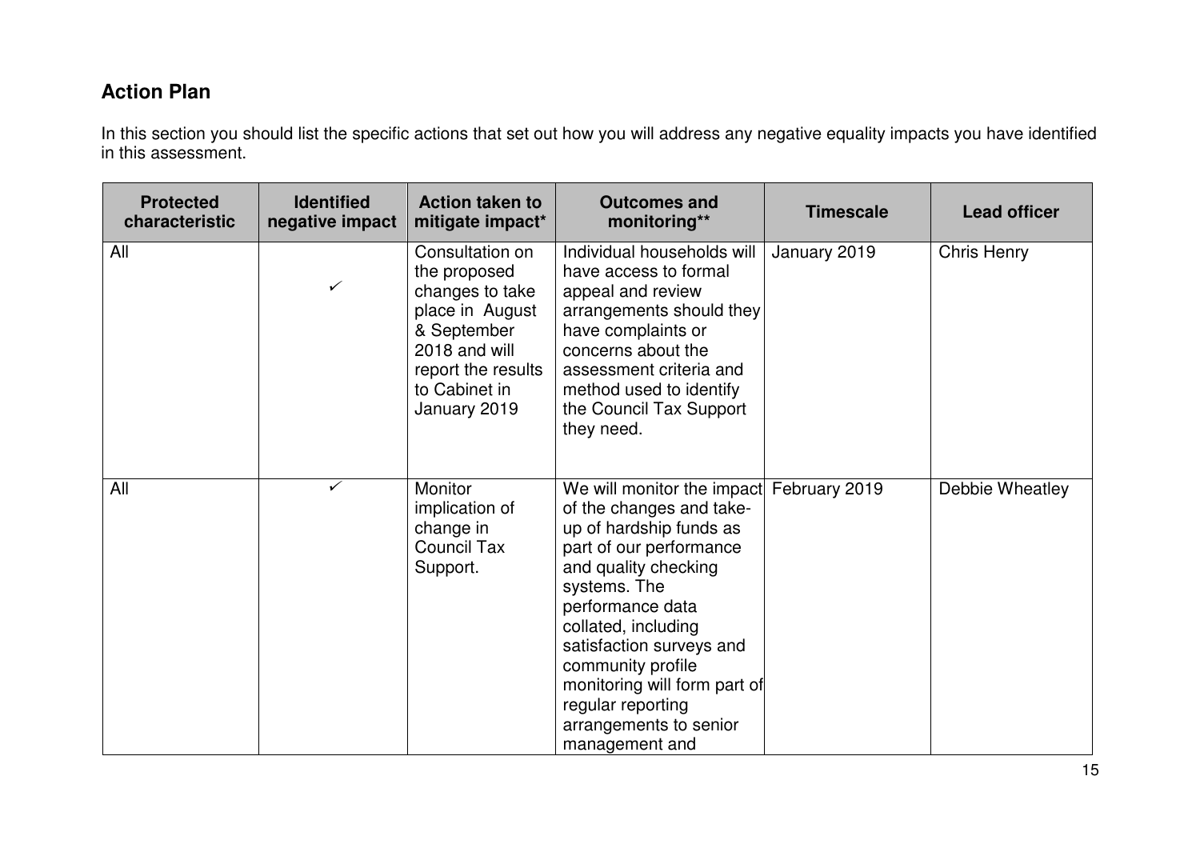## Action Plan

In this section you should list the specific actions that set out how you will address any negative equality impacts you have identified in this assessment.

| Protected characteristic | Identified negative impact | Action taken to mitigate impact* | Outcomes and monitoring** | Timescale | Lead officer |
|---|---|---|---|---|---|
| All | ✓ | Consultation on the proposed changes to take place in August & September 2018 and will report the results to Cabinet in January 2019 | Individual households will have access to formal appeal and review arrangements should they have complaints or concerns about the assessment criteria and method used to identify the Council Tax Support they need. | January 2019 | Chris Henry |
| All | ✓ | Monitor implication of change in Council Tax Support. | We will monitor the impact of the changes and take-up of hardship funds as part of our performance and quality checking systems. The performance data collated, including satisfaction surveys and community profile monitoring will form part of regular reporting arrangements to senior management and | February 2019 | Debbie Wheatley |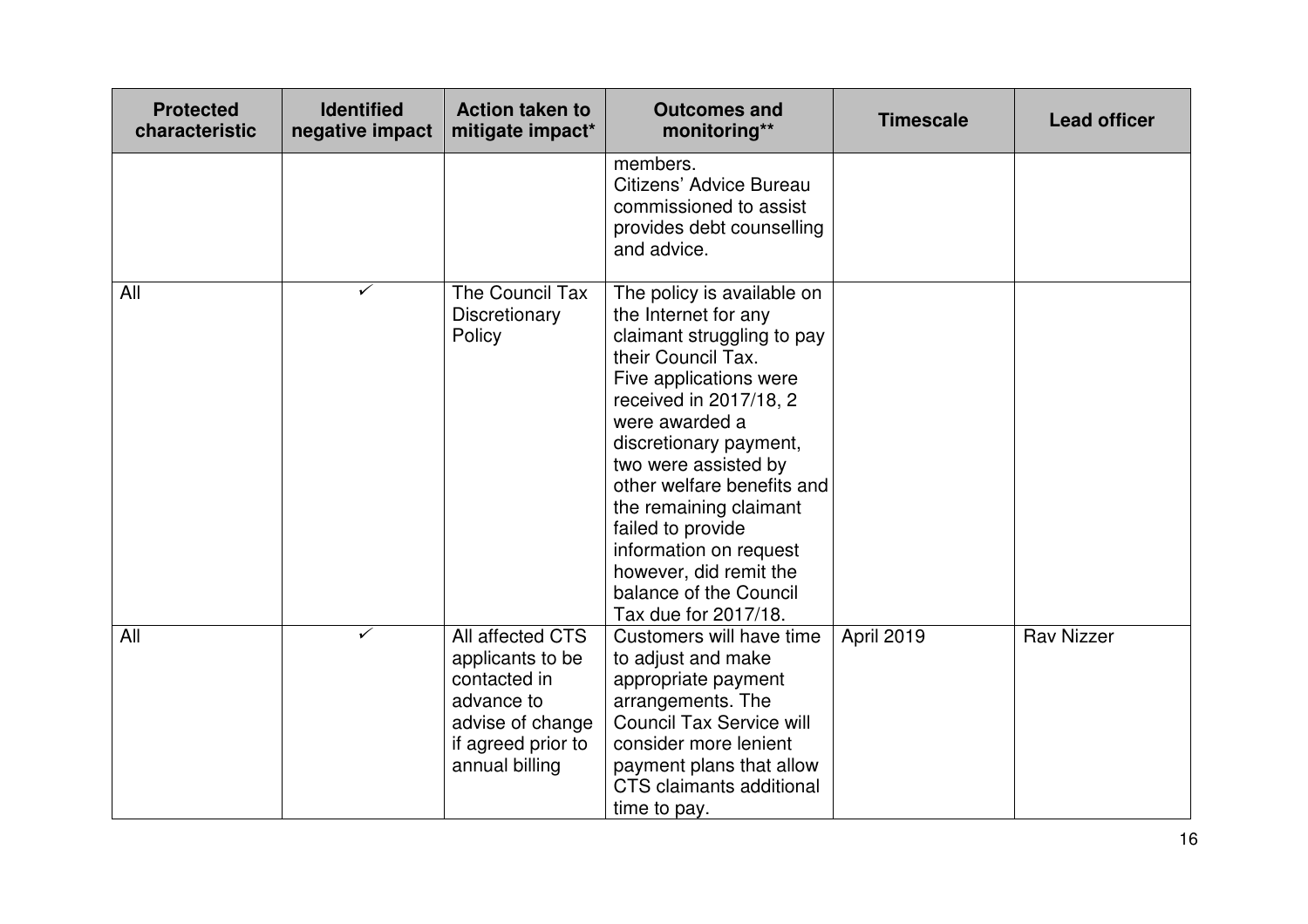| Protected characteristic | Identified negative impact | Action taken to mitigate impact* | Outcomes and monitoring** | Timescale | Lead officer |
|---|---|---|---|---|---|
| | | | members. Citizens' Advice Bureau commissioned to assist provides debt counselling and advice. | | |
| All | ✓ | The Council Tax Discretionary Policy | The policy is available on the Internet for any claimant struggling to pay their Council Tax. Five applications were received in 2017/18, 2 were awarded a discretionary payment, two were assisted by other welfare benefits and the remaining claimant failed to provide information on request however, did remit the balance of the Council Tax due for 2017/18. | | |
| All | ✓ | All affected CTS applicants to be contacted in advance to advise of change if agreed prior to annual billing | Customers will have time to adjust and make appropriate payment arrangements. The Council Tax Service will consider more lenient payment plans that allow CTS claimants additional time to pay. | April 2019 | Rav Nizzer |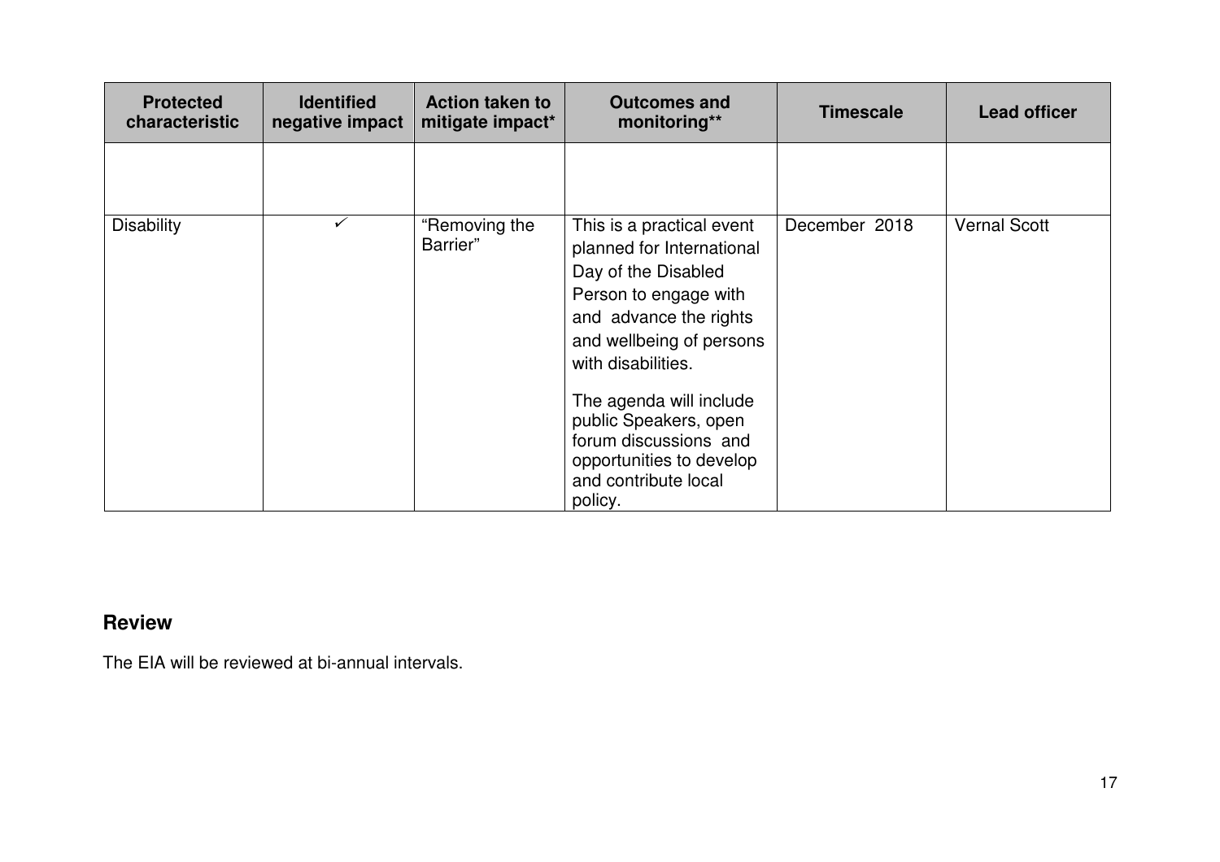| Protected characteristic | Identified negative impact | Action taken to mitigate impact* | Outcomes and monitoring** | Timescale | Lead officer |
|---|---|---|---|---|---|
| | | | | | |
| Disability | ✓ | "Removing the Barrier" | This is a practical event planned for International Day of the Disabled Person to engage with and advance the rights and wellbeing of persons with disabilities. The agenda will include public Speakers, open forum discussions and opportunities to develop and contribute local policy. | December 2018 | Vernal Scott |

## Review

The EIA will be reviewed at bi-annual intervals.